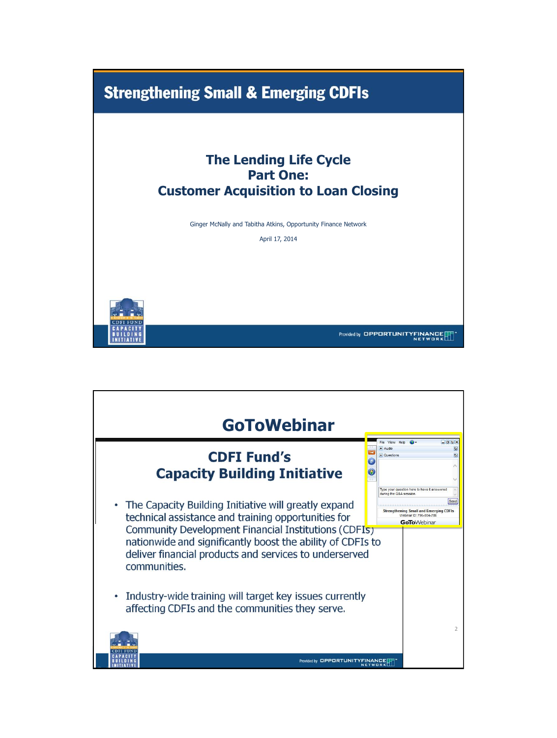# Strengthening Small & Emerging CDFIs

## The Lending Life Cycle
## Part One:
## Customer Acquisition to Loan Closing

Ginger McNally and Tabitha Atkins, Opportunity Finance Network

April 17, 2014

CDFI FUND CAPACITY BUILDING INITIATIVE

Provided by OPPORTUNITY FINANCE NETWORK

---

# GoToWebinar

## CDFI Fund's Capacity Building Initiative

- The Capacity Building Initiative will greatly expand technical assistance and training opportunities for Community Development Financial Institutions (CDFIs) nationwide and significantly boost the ability of CDFIs to deliver financial products and services to underserved communities.

- Industry-wide training will target key issues currently affecting CDFIs and the communities they serve.

File View Help

Audio

Questions

Type your question here to have it answered during the Q&A session.

Send

Strengthening Small and Emerging CDFIs
Webinar ID: 796-304-786

GoToWebinar

CDFI FUND CAPACITY BUILDING INITIATIVE

Provided by OPPORTUNITY FINANCE NETWORK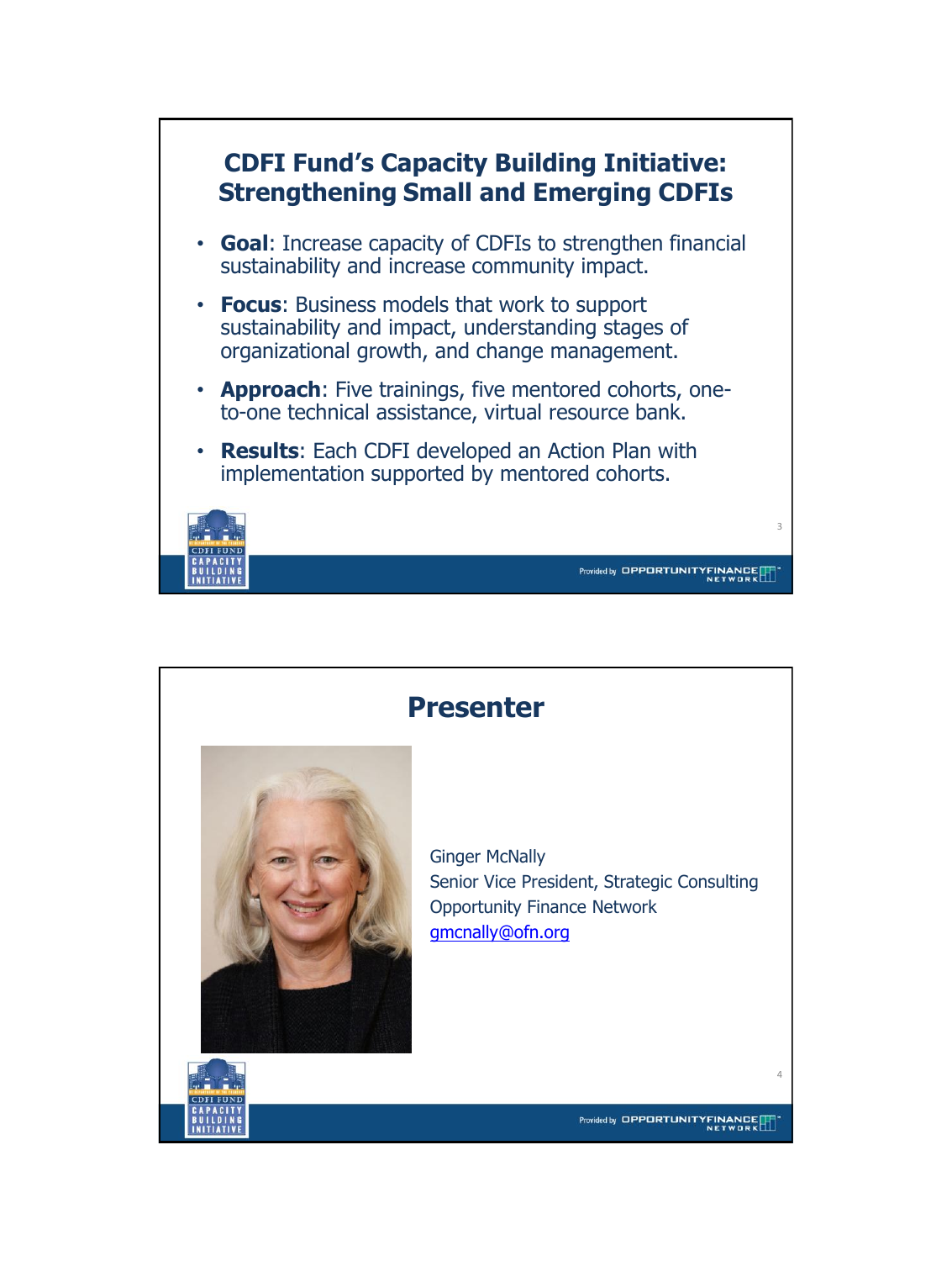## CDFI Fund's Capacity Building Initiative: Strengthening Small and Emerging CDFIs

- **Goal**: Increase capacity of CDFIs to strengthen financial sustainability and increase community impact.
- **Focus**: Business models that work to support sustainability and impact, understanding stages of organizational growth, and change management.
- **Approach**: Five trainings, five mentored cohorts, one-to-one technical assistance, virtual resource bank.
- **Results**: Each CDFI developed an Action Plan with implementation supported by mentored cohorts.

## Presenter

Ginger McNally
Senior Vice President, Strategic Consulting
Opportunity Finance Network
gmcnally@ofn.org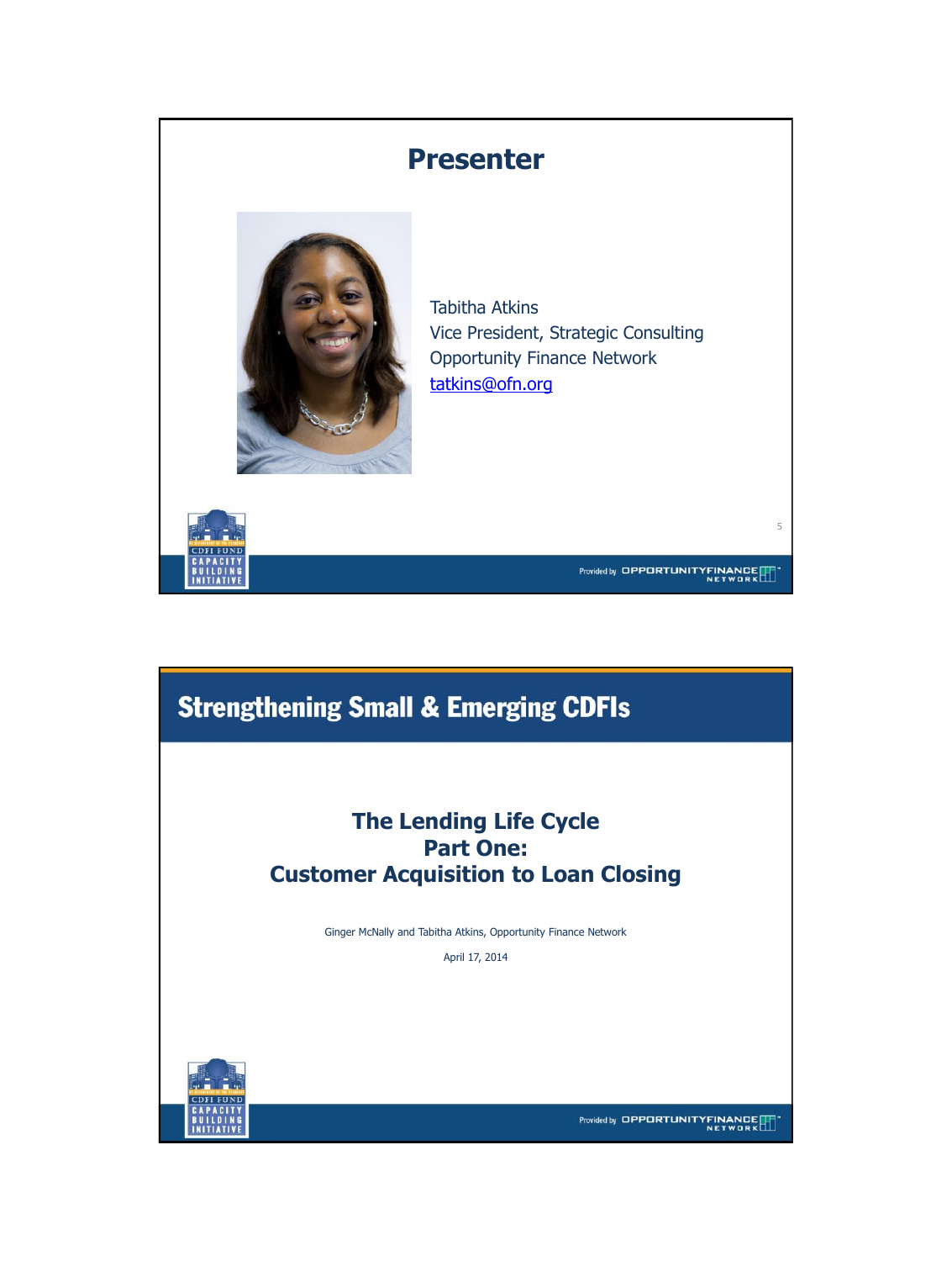# Presenter

Tabitha Atkins
Vice President, Strategic Consulting
Opportunity Finance Network
tatkins@ofn.org

# Strengthening Small & Emerging CDFIs

## The Lending Life Cycle
## Part One:
## Customer Acquisition to Loan Closing

Ginger McNally and Tabitha Atkins, Opportunity Finance Network

April 17, 2014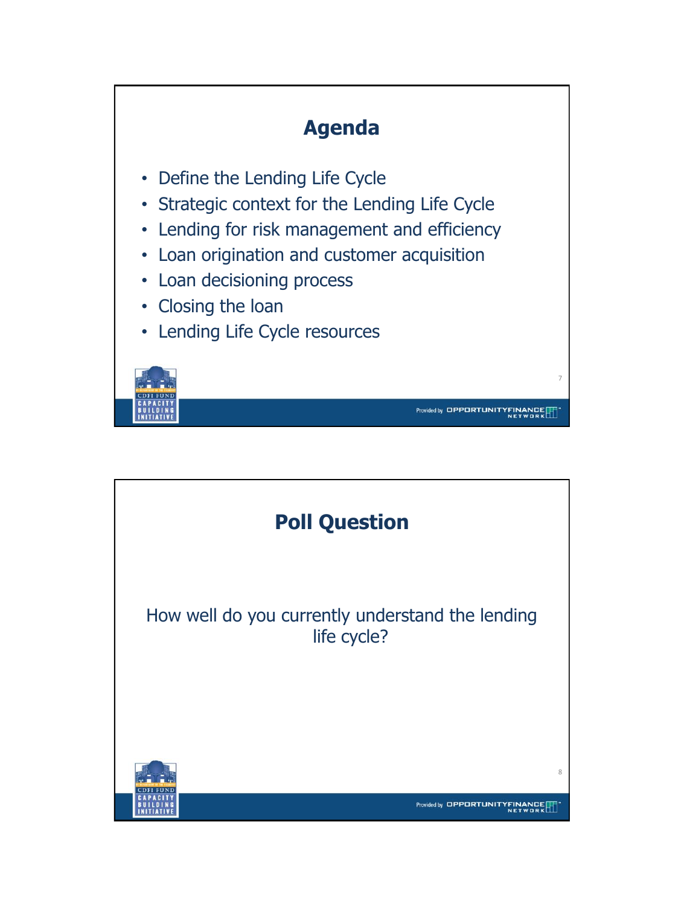## Agenda

- Define the Lending Life Cycle
- Strategic context for the Lending Life Cycle
- Lending for risk management and efficiency
- Loan origination and customer acquisition
- Loan decisioning process
- Closing the loan
- Lending Life Cycle resources

## Poll Question

How well do you currently understand the lending life cycle?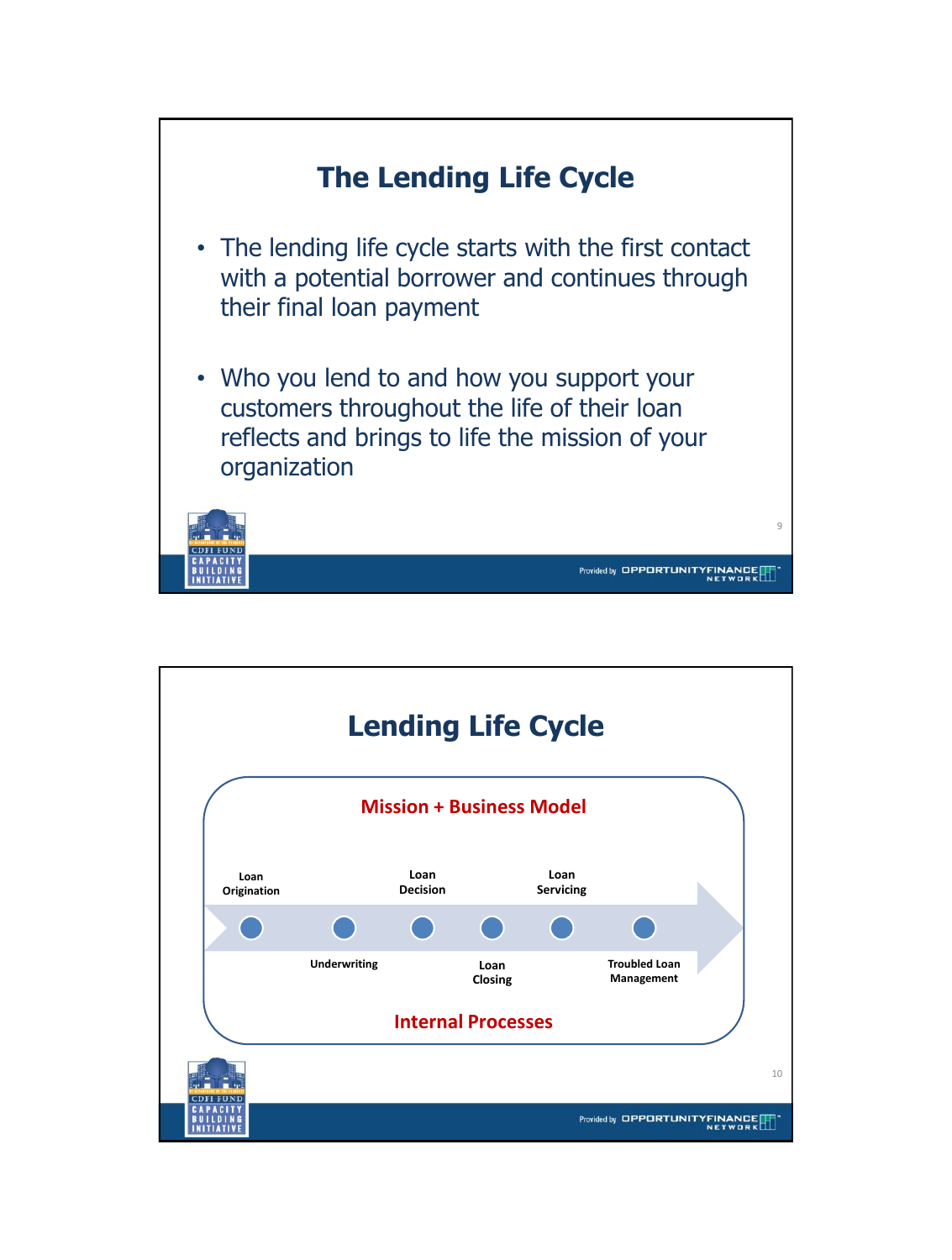## The Lending Life Cycle

- The lending life cycle starts with the first contact with a potential borrower and continues through their final loan payment
- Who you lend to and how you support your customers throughout the life of their loan reflects and brings to life the mission of your organization

## Lending Life Cycle

**Mission + Business Model**

Loan Origination → Underwriting → Loan Decision → Loan Closing → Loan Servicing → Troubled Loan Management

**Internal Processes**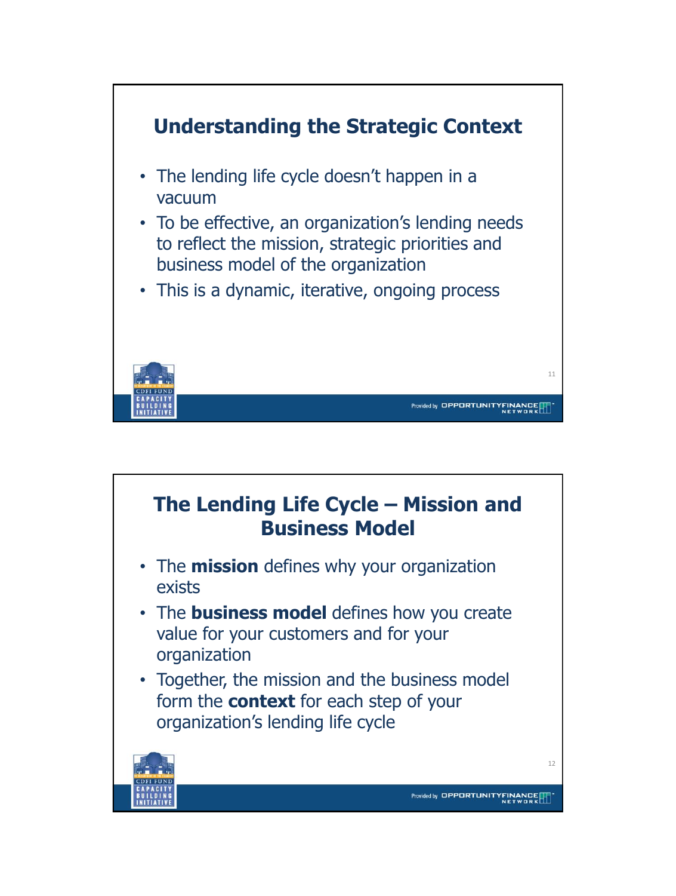## Understanding the Strategic Context

- The lending life cycle doesn't happen in a vacuum
- To be effective, an organization's lending needs to reflect the mission, strategic priorities and business model of the organization
- This is a dynamic, iterative, ongoing process

## The Lending Life Cycle – Mission and Business Model

- The **mission** defines why your organization exists
- The **business model** defines how you create value for your customers and for your organization
- Together, the mission and the business model form the **context** for each step of your organization's lending life cycle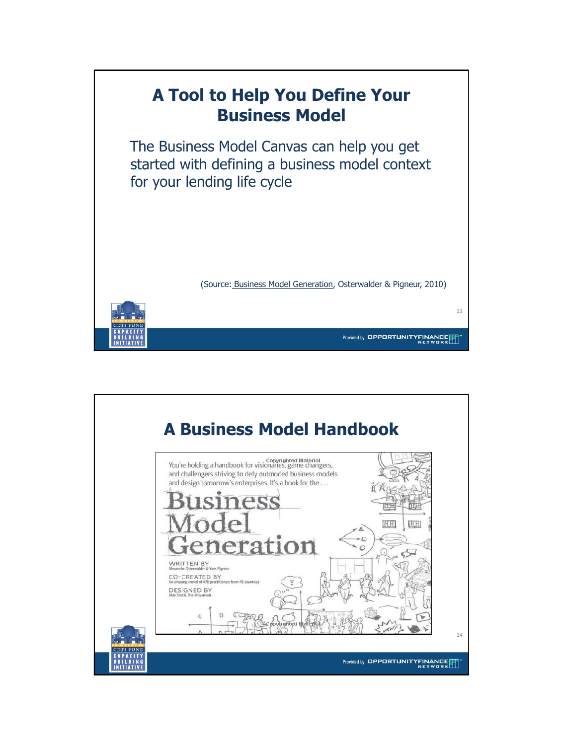# A Tool to Help You Define Your Business Model

The Business Model Canvas can help you get started with defining a business model context for your lending life cycle

(Source: Business Model Generation, Osterwalder & Pigneur, 2010)

# A Business Model Handbook

Copyrighted Material

You're holding a handbook for visionaries, game changers, and challengers striving to defy outmoded business models and design tomorrow's enterprises. It's a book for the . . .

**Business Model Generation**

WRITTEN BY
Alexander Osterwalder & Yves Pigneur

CO-CREATED BY
An amazing crowd of 470 practitioners from 45 countries

DESIGNED BY
Alan Smith, The Movement

Copyrighted Material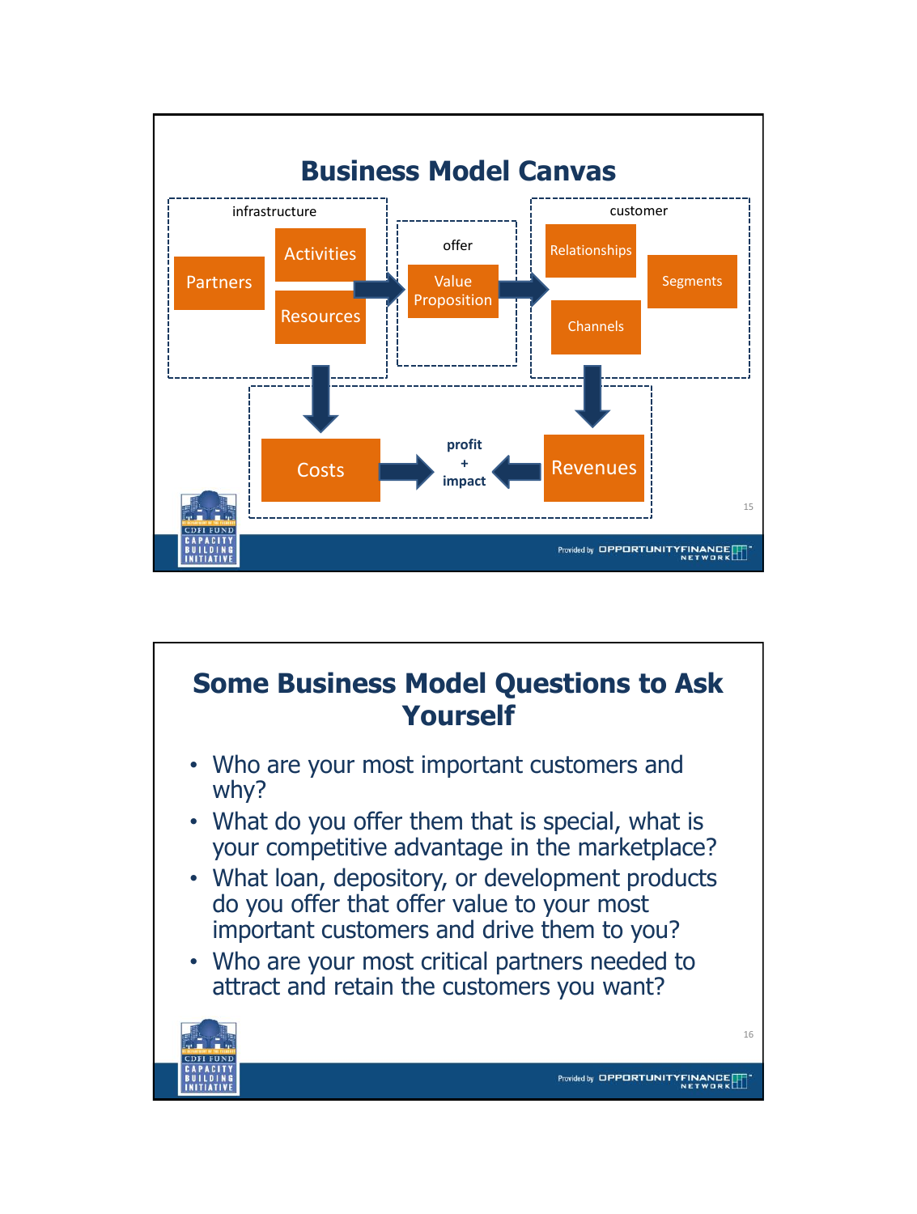## Business Model Canvas

infrastructure

- Partners
- Activities
- Resources

offer

- Value Proposition

customer

- Relationships
- Segments
- Channels

- Costs
- profit + impact
- Revenues

## Some Business Model Questions to Ask Yourself

- Who are your most important customers and why?
- What do you offer them that is special, what is your competitive advantage in the marketplace?
- What loan, depository, or development products do you offer that offer value to your most important customers and drive them to you?
- Who are your most critical partners needed to attract and retain the customers you want?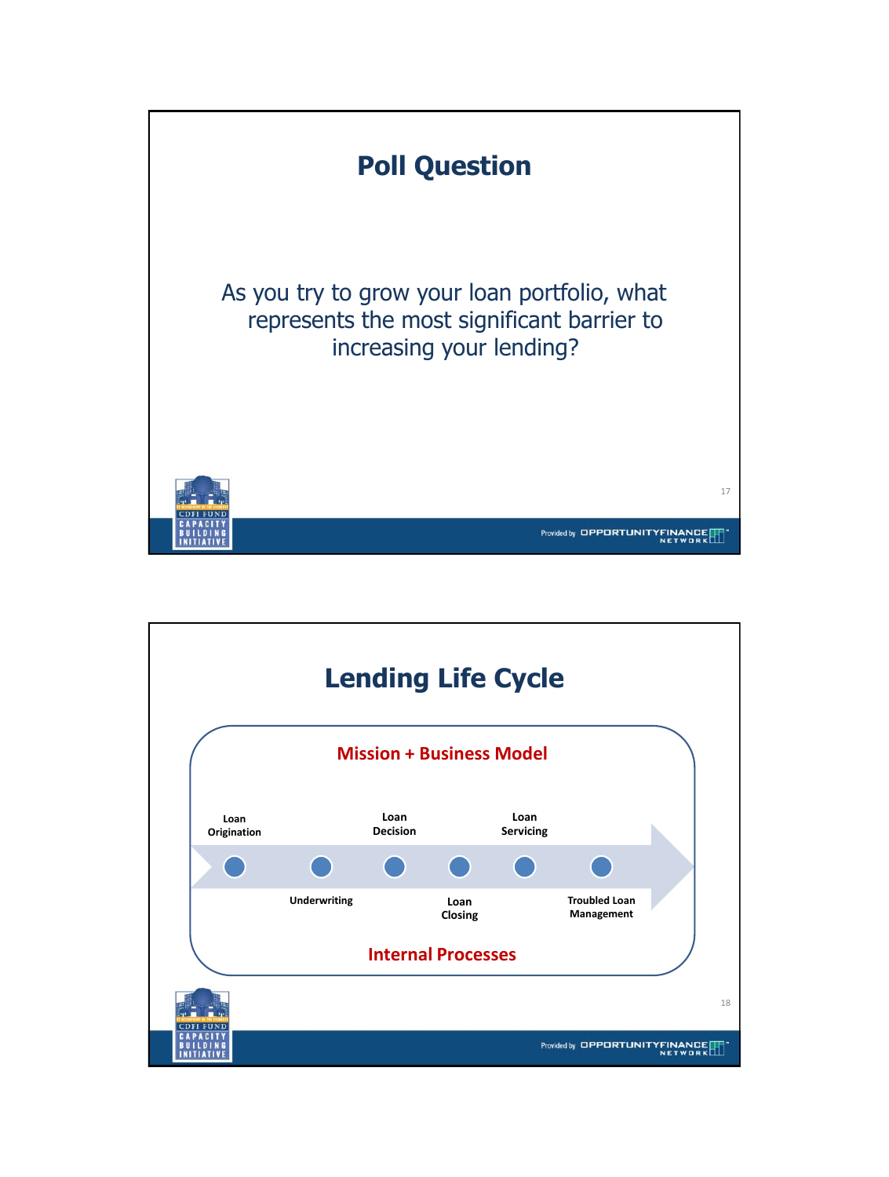## Poll Question

As you try to grow your loan portfolio, what represents the most significant barrier to increasing your lending?

## Lending Life Cycle

**Mission + Business Model**

- Loan Origination
- Underwriting
- Loan Decision
- Loan Closing
- Loan Servicing
- Troubled Loan Management

**Internal Processes**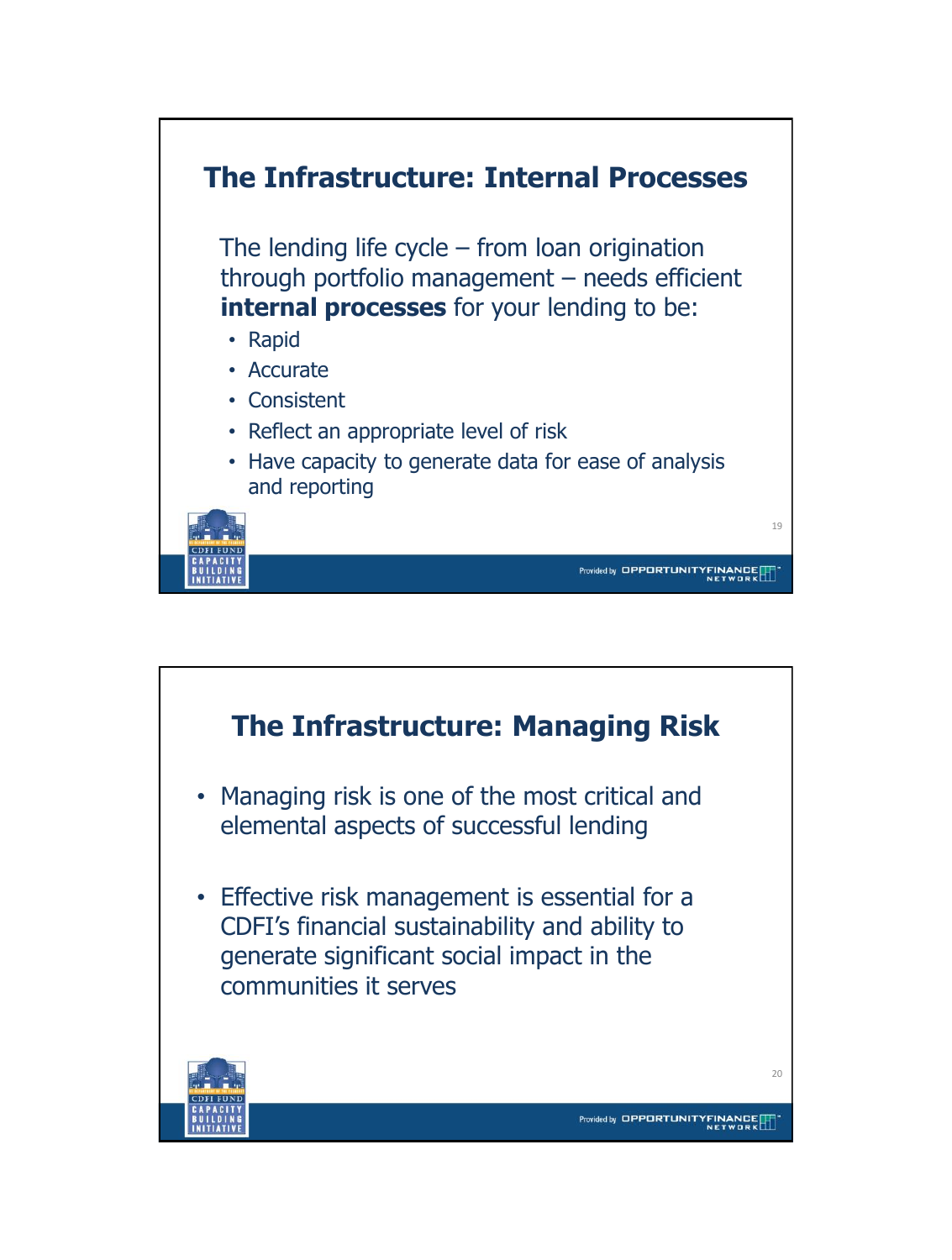## The Infrastructure: Internal Processes

The lending life cycle – from loan origination through portfolio management – needs efficient **internal processes** for your lending to be:

- Rapid
- Accurate
- Consistent
- Reflect an appropriate level of risk
- Have capacity to generate data for ease of analysis and reporting

## The Infrastructure: Managing Risk

- Managing risk is one of the most critical and elemental aspects of successful lending
- Effective risk management is essential for a CDFI's financial sustainability and ability to generate significant social impact in the communities it serves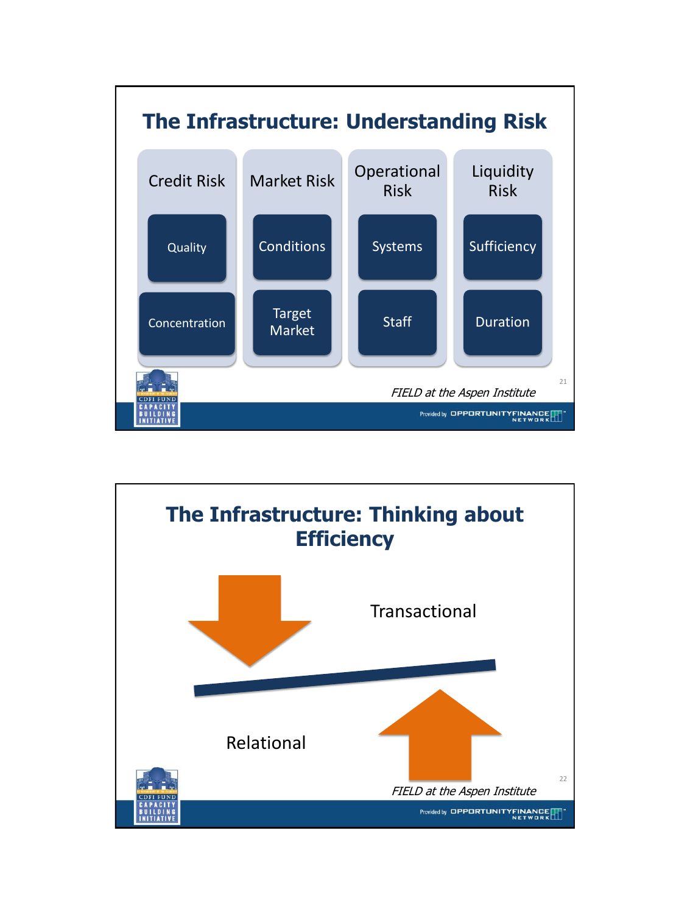## The Infrastructure: Understanding Risk

| Credit Risk | Market Risk | Operational Risk | Liquidity Risk |
|---|---|---|---|
| Quality | Conditions | Systems | Sufficiency |
| Concentration | Target Market | Staff | Duration |

*FIELD at the Aspen Institute*

## The Infrastructure: Thinking about Efficiency

Transactional

Relational

*FIELD at the Aspen Institute*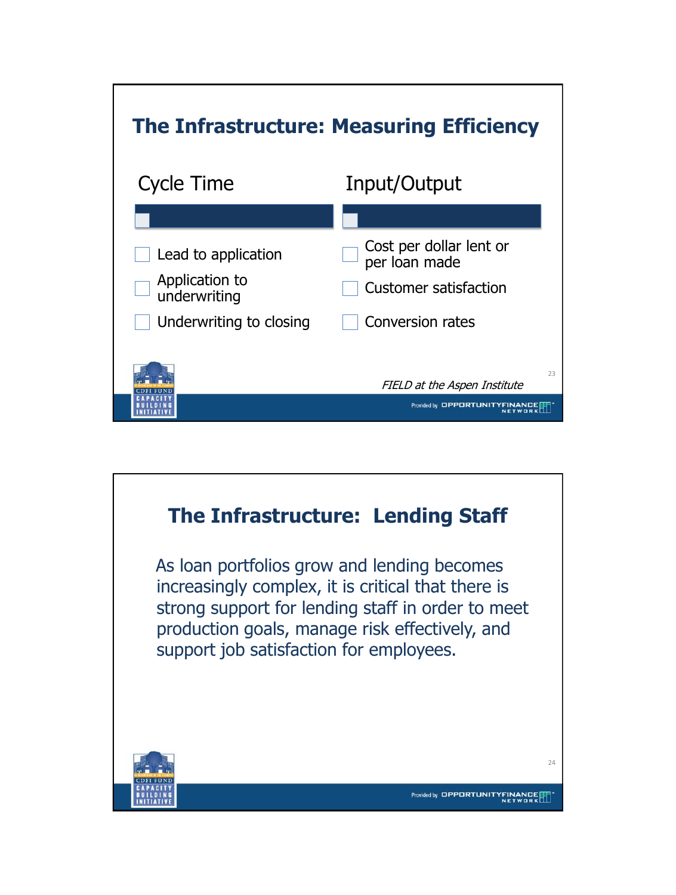## The Infrastructure: Measuring Efficiency

| Cycle Time | Input/Output |
|---|---|
| Lead to application | Cost per dollar lent or per loan made |
| Application to underwriting | Customer satisfaction |
| Underwriting to closing | Conversion rates |

*FIELD at the Aspen Institute*

## The Infrastructure: Lending Staff

As loan portfolios grow and lending becomes increasingly complex, it is critical that there is strong support for lending staff in order to meet production goals, manage risk effectively, and support job satisfaction for employees.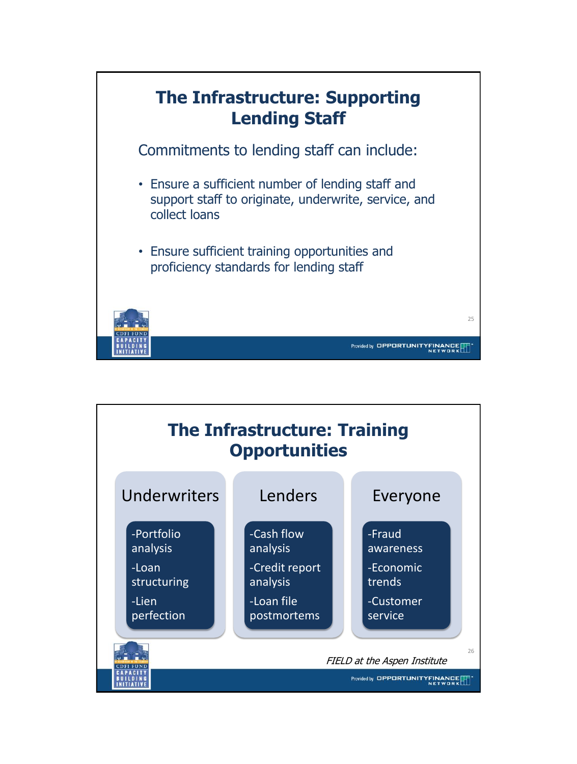## The Infrastructure: Supporting Lending Staff

Commitments to lending staff can include:

- Ensure a sufficient number of lending staff and support staff to originate, underwrite, service, and collect loans
- Ensure sufficient training opportunities and proficiency standards for lending staff

## The Infrastructure: Training Opportunities

| Underwriters | Lenders | Everyone |
| --- | --- | --- |
| -Portfolio analysis | -Cash flow analysis | -Fraud awareness |
| -Loan structuring | -Credit report analysis | -Economic trends |
| -Lien perfection | -Loan file postmortems | -Customer service |

*FIELD at the Aspen Institute*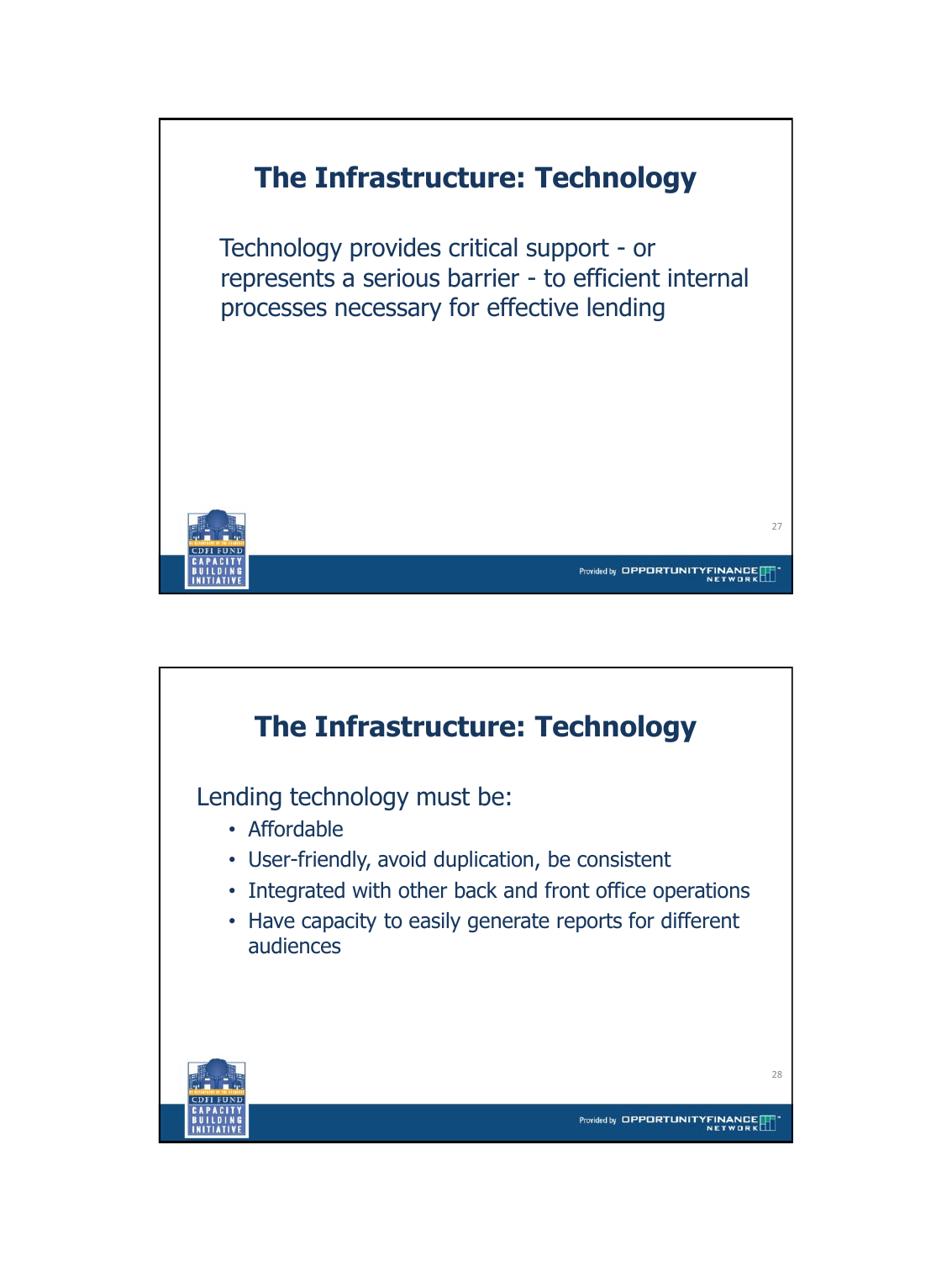## The Infrastructure: Technology

Technology provides critical support - or represents a serious barrier - to efficient internal processes necessary for effective lending

## The Infrastructure: Technology

Lending technology must be:

- Affordable
- User-friendly, avoid duplication, be consistent
- Integrated with other back and front office operations
- Have capacity to easily generate reports for different audiences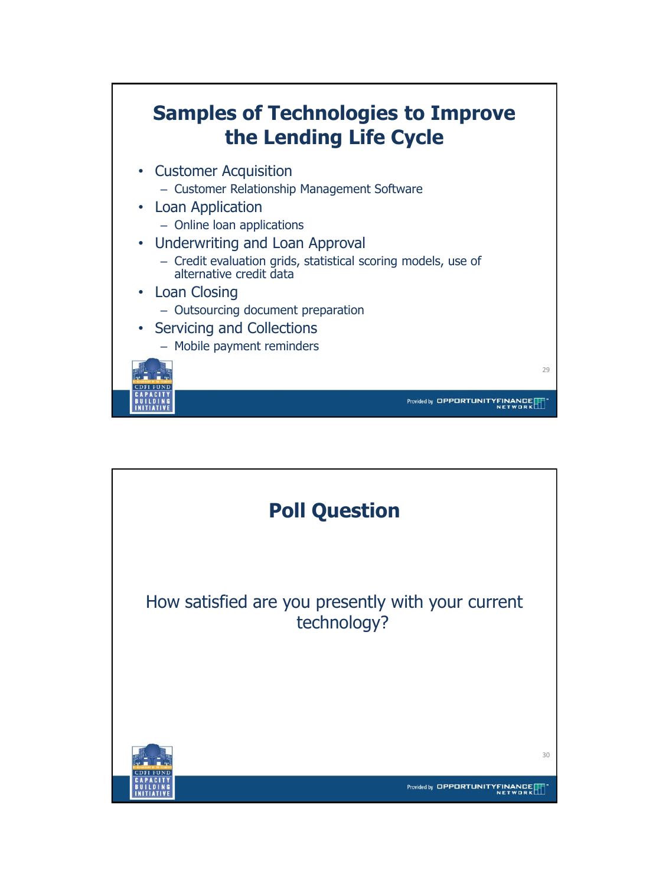## Samples of Technologies to Improve the Lending Life Cycle

- Customer Acquisition
  - Customer Relationship Management Software
- Loan Application
  - Online loan applications
- Underwriting and Loan Approval
  - Credit evaluation grids, statistical scoring models, use of alternative credit data
- Loan Closing
  - Outsourcing document preparation
- Servicing and Collections
  - Mobile payment reminders

## Poll Question

How satisfied are you presently with your current technology?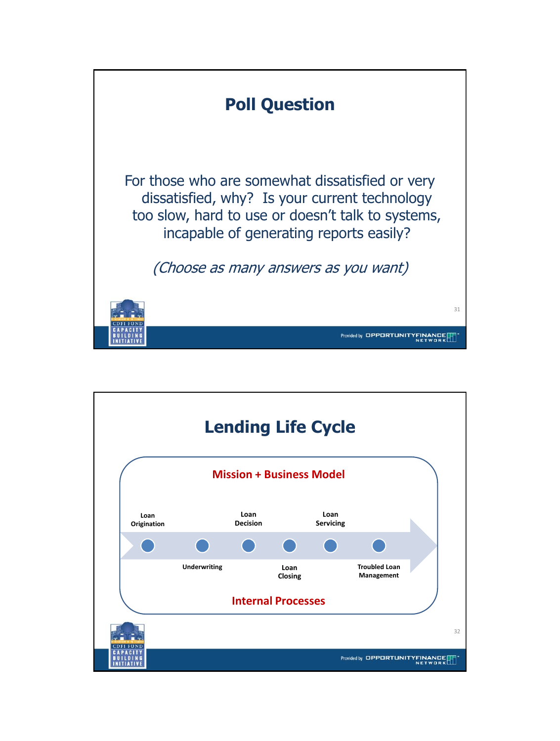## Poll Question

For those who are somewhat dissatisfied or very dissatisfied, why? Is your current technology too slow, hard to use or doesn't talk to systems, incapable of generating reports easily?

*(Choose as many answers as you want)*

## Lending Life Cycle

**Mission + Business Model**

- Loan Origination
- Underwriting
- Loan Decision
- Loan Closing
- Loan Servicing
- Troubled Loan Management

**Internal Processes**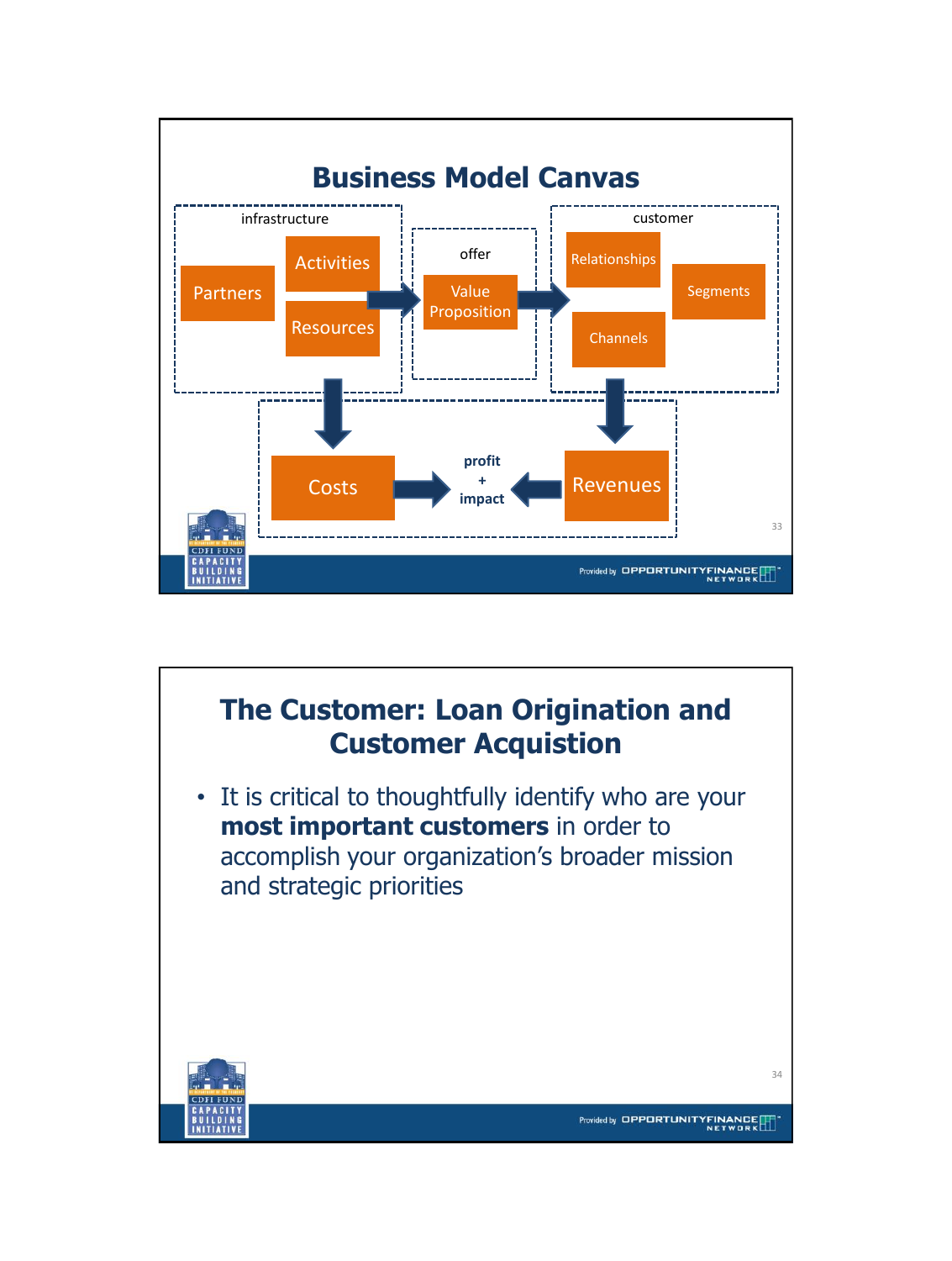# Business Model Canvas

infrastructure

- Partners
- Activities
- Resources

offer

- Value Proposition

customer

- Relationships
- Segments
- Channels

Costs → profit + impact ← Revenues

# The Customer: Loan Origination and Customer Acquistion

- It is critical to thoughtfully identify who are your **most important customers** in order to accomplish your organization's broader mission and strategic priorities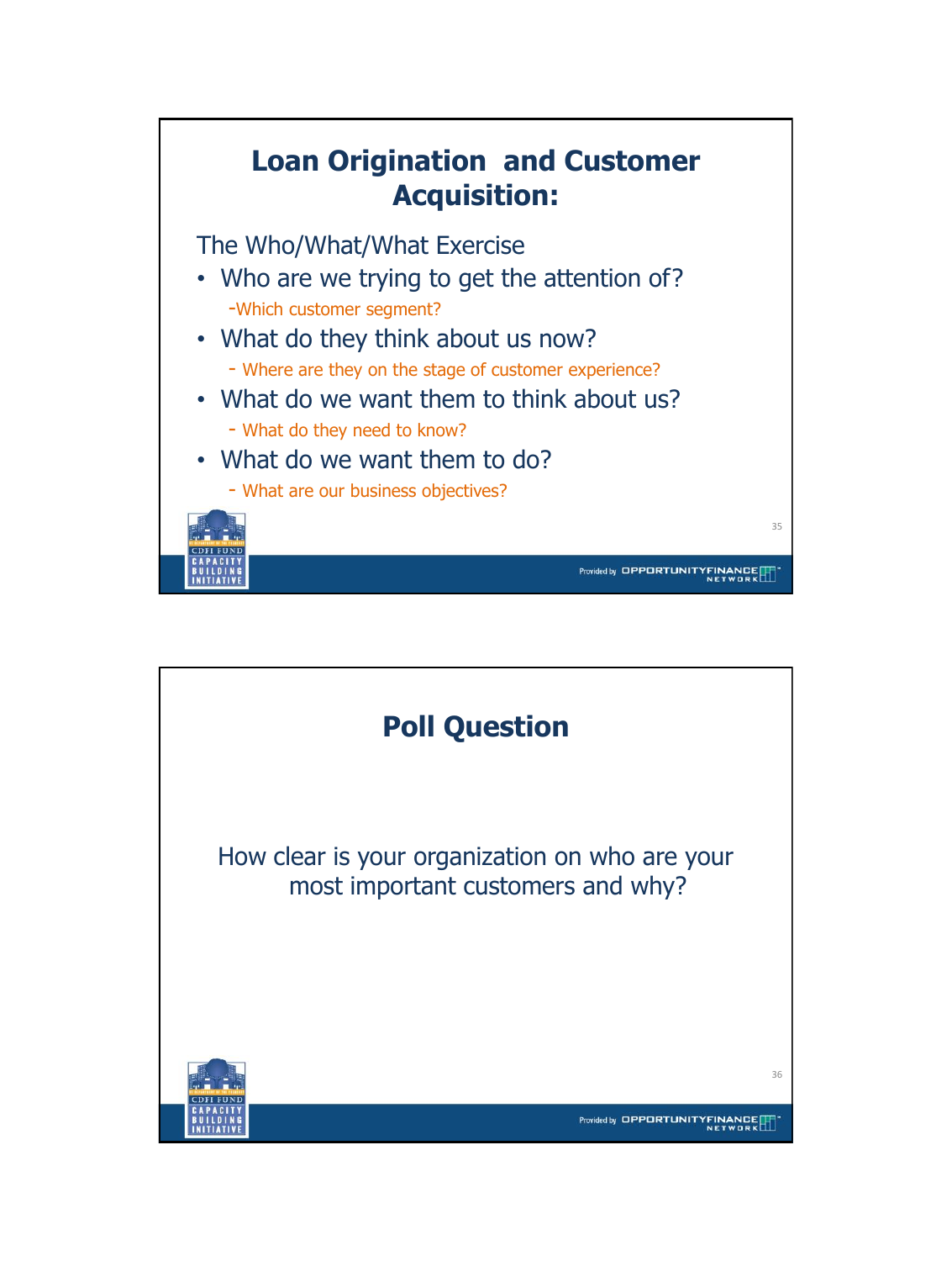# Loan Origination and Customer Acquisition:

The Who/What/What Exercise

- Who are we trying to get the attention of?
  - Which customer segment?
- What do they think about us now?
  - Where are they on the stage of customer experience?
- What do we want them to think about us?
  - What do they need to know?
- What do we want them to do?
  - What are our business objectives?

# Poll Question

How clear is your organization on who are your most important customers and why?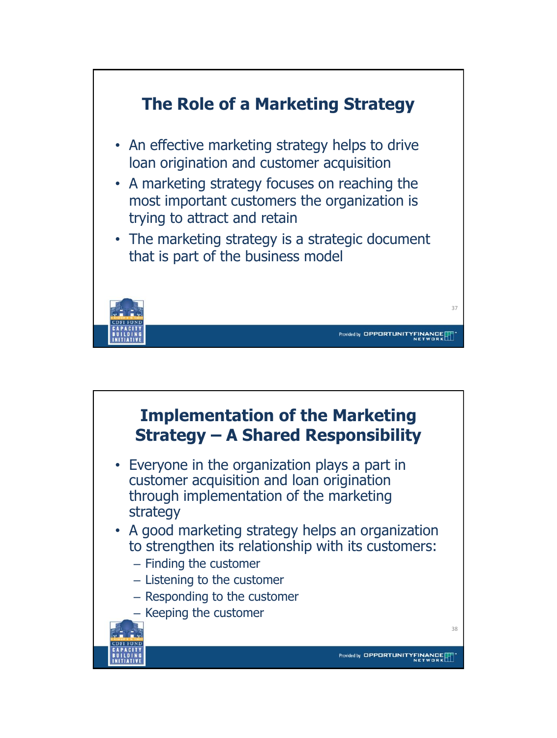## The Role of a Marketing Strategy

- An effective marketing strategy helps to drive loan origination and customer acquisition
- A marketing strategy focuses on reaching the most important customers the organization is trying to attract and retain
- The marketing strategy is a strategic document that is part of the business model

## Implementation of the Marketing Strategy – A Shared Responsibility

- Everyone in the organization plays a part in customer acquisition and loan origination through implementation of the marketing strategy
- A good marketing strategy helps an organization to strengthen its relationship with its customers:
  - Finding the customer
  - Listening to the customer
  - Responding to the customer
  - Keeping the customer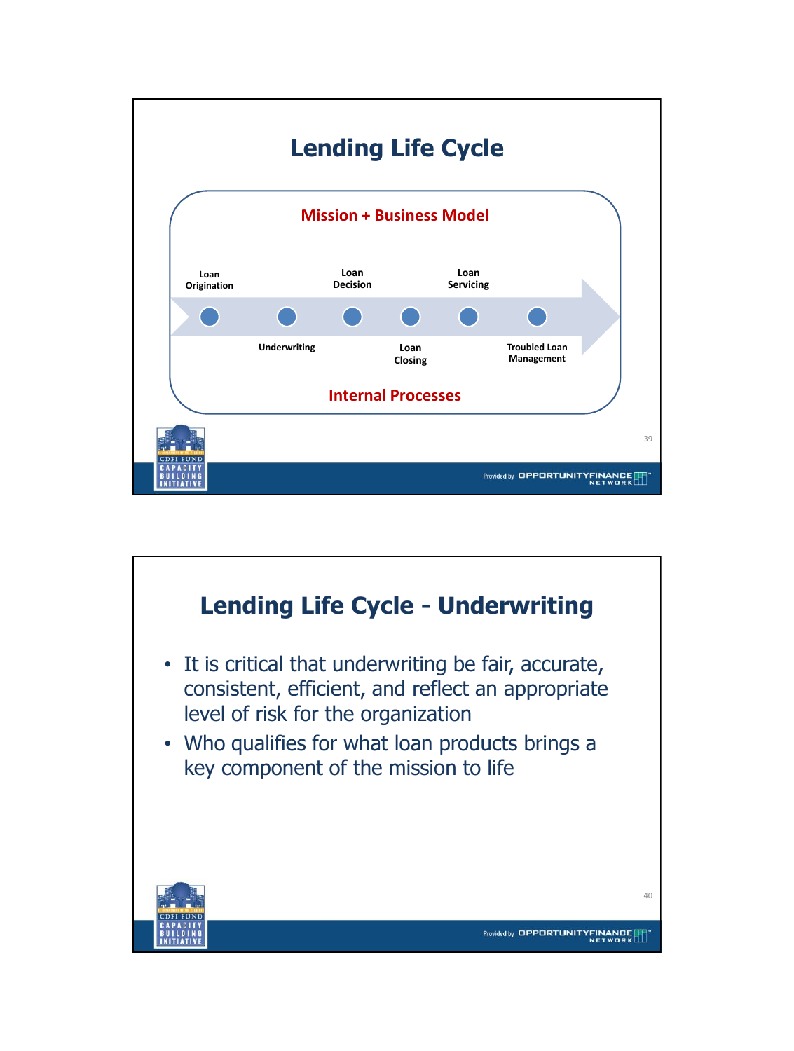## Lending Life Cycle

**Mission + Business Model**

Loan Origination → Underwriting → Loan Decision → Loan Closing → Loan Servicing → Troubled Loan Management

**Internal Processes**

## Lending Life Cycle - Underwriting

- It is critical that underwriting be fair, accurate, consistent, efficient, and reflect an appropriate level of risk for the organization
- Who qualifies for what loan products brings a key component of the mission to life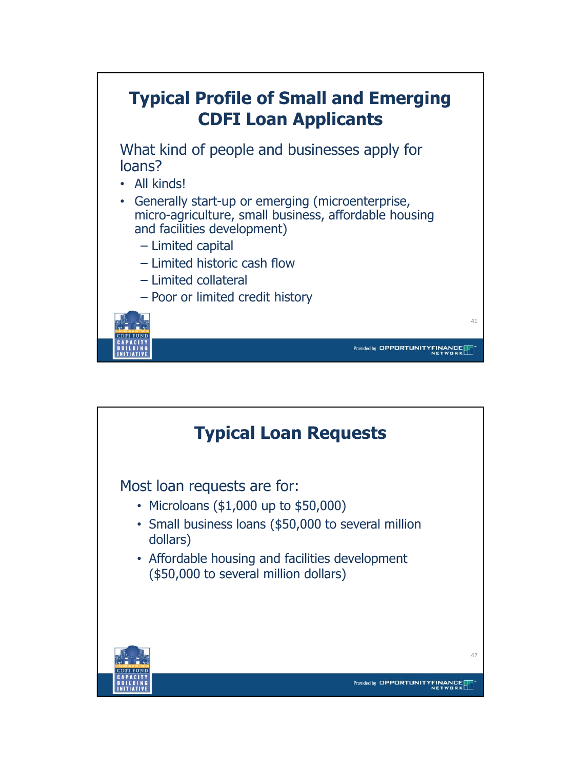## Typical Profile of Small and Emerging CDFI Loan Applicants

What kind of people and businesses apply for loans?

- All kinds!
- Generally start-up or emerging (microenterprise, micro-agriculture, small business, affordable housing and facilities development)
  - Limited capital
  - Limited historic cash flow
  - Limited collateral
  - Poor or limited credit history

## Typical Loan Requests

Most loan requests are for:

- Microloans ($1,000 up to $50,000)
- Small business loans ($50,000 to several million dollars)
- Affordable housing and facilities development ($50,000 to several million dollars)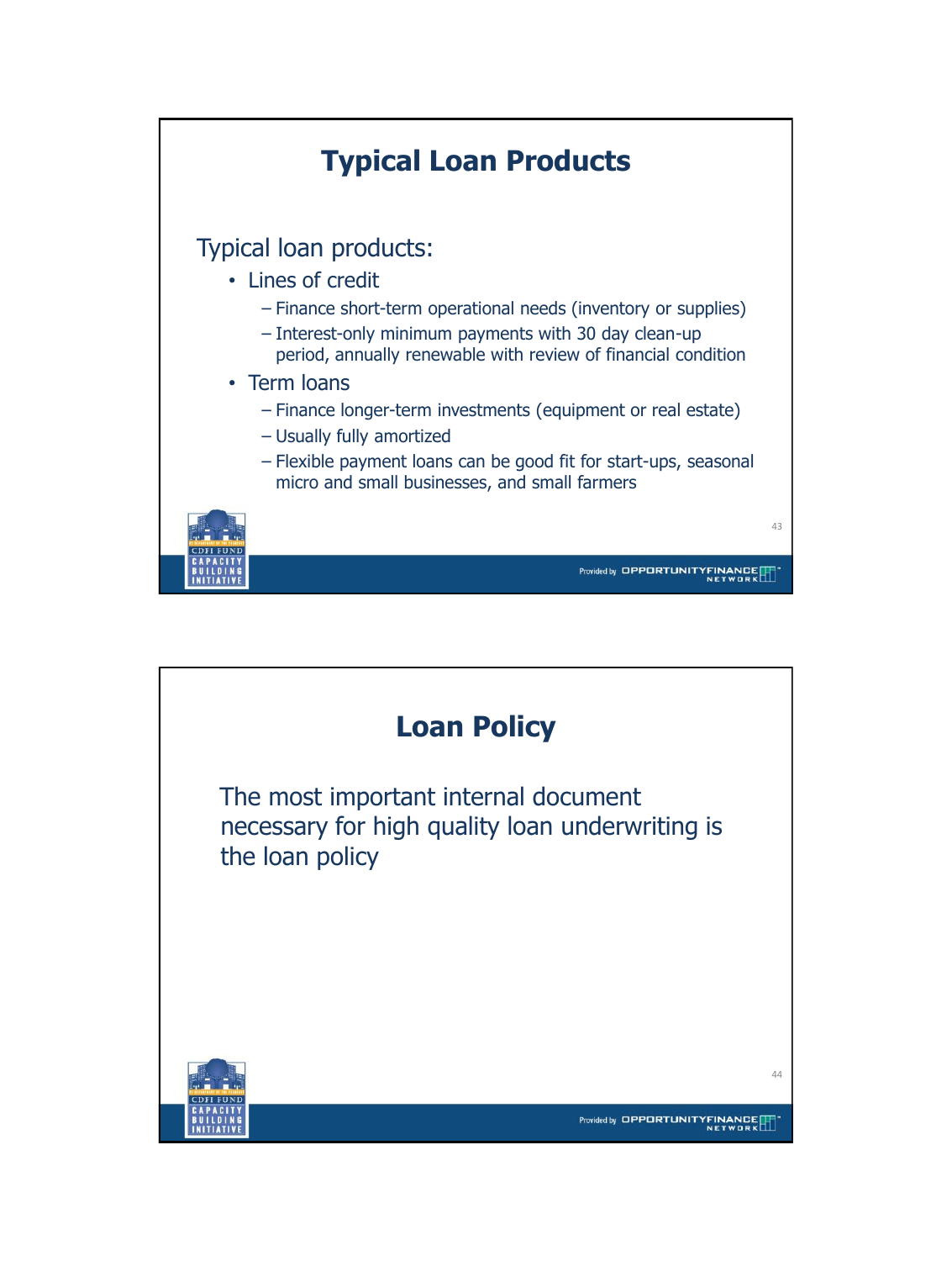## Typical Loan Products

Typical loan products:

- Lines of credit
  - Finance short-term operational needs (inventory or supplies)
  - Interest-only minimum payments with 30 day clean-up period, annually renewable with review of financial condition
- Term loans
  - Finance longer-term investments (equipment or real estate)
  - Usually fully amortized
  - Flexible payment loans can be good fit for start-ups, seasonal micro and small businesses, and small farmers

## Loan Policy

The most important internal document necessary for high quality loan underwriting is the loan policy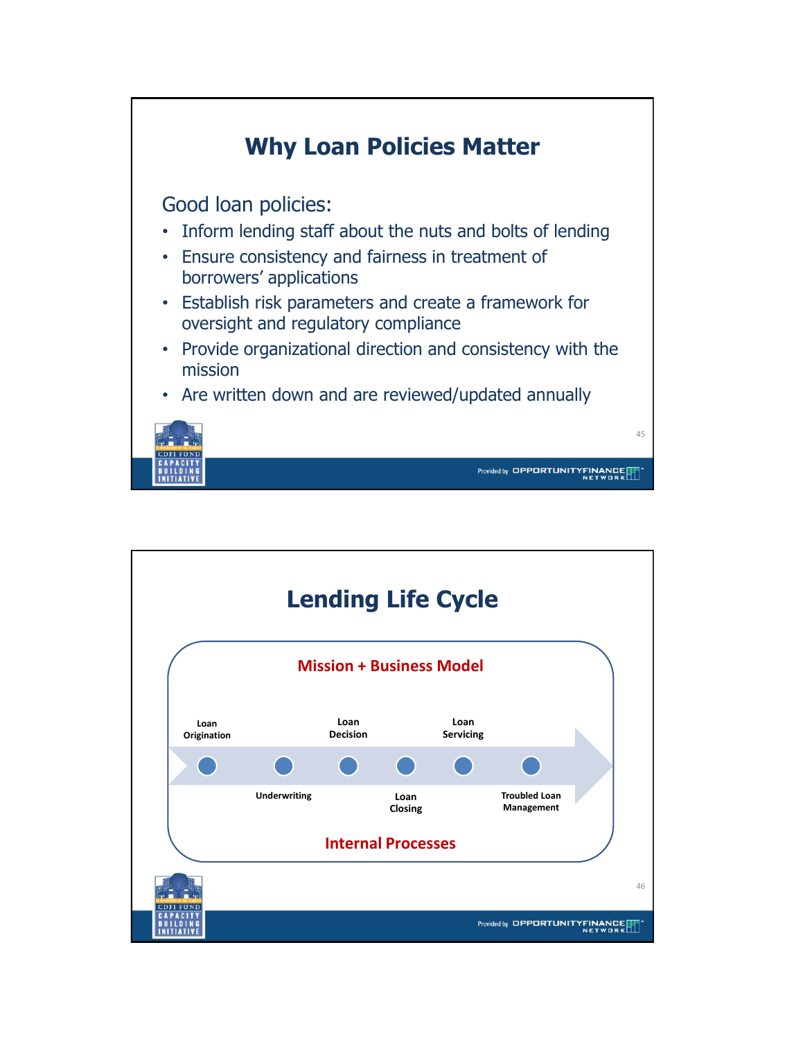# Why Loan Policies Matter

Good loan policies:

- Inform lending staff about the nuts and bolts of lending
- Ensure consistency and fairness in treatment of borrowers' applications
- Establish risk parameters and create a framework for oversight and regulatory compliance
- Provide organizational direction and consistency with the mission
- Are written down and are reviewed/updated annually

# Lending Life Cycle

**Mission + Business Model**

Loan Origination → Underwriting → Loan Decision → Loan Closing → Loan Servicing → Troubled Loan Management

**Internal Processes**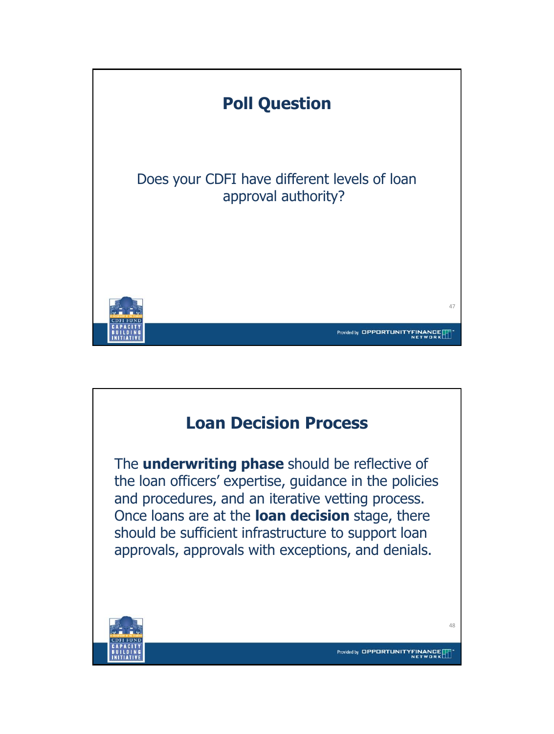## Poll Question

Does your CDFI have different levels of loan approval authority?

## Loan Decision Process

The **underwriting phase** should be reflective of the loan officers' expertise, guidance in the policies and procedures, and an iterative vetting process. Once loans are at the **loan decision** stage, there should be sufficient infrastructure to support loan approvals, approvals with exceptions, and denials.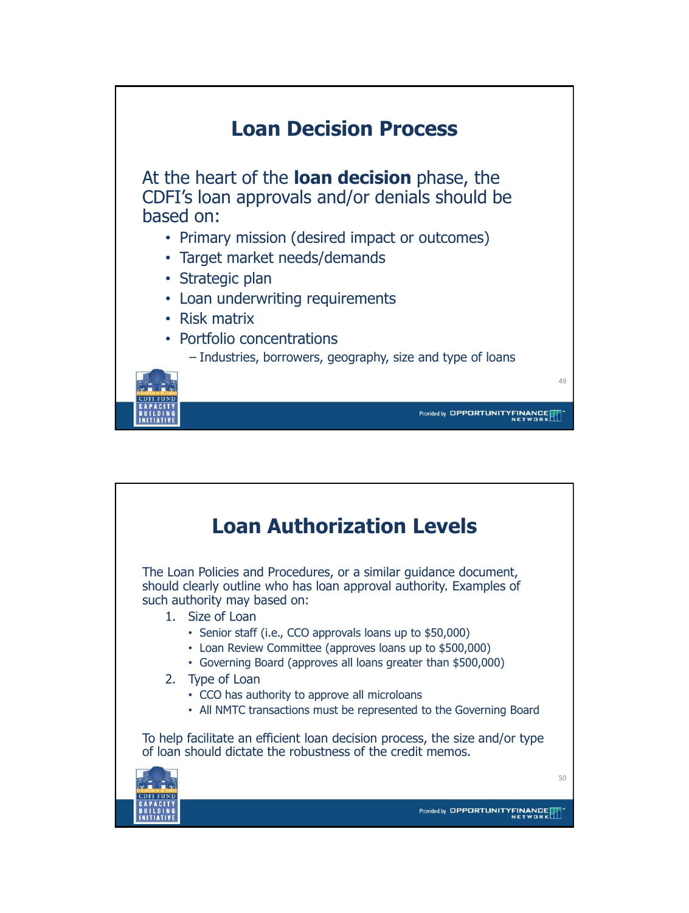## Loan Decision Process

At the heart of the **loan decision** phase, the CDFI's loan approvals and/or denials should be based on:

- Primary mission (desired impact or outcomes)
- Target market needs/demands
- Strategic plan
- Loan underwriting requirements
- Risk matrix
- Portfolio concentrations
  - Industries, borrowers, geography, size and type of loans

## Loan Authorization Levels

The Loan Policies and Procedures, or a similar guidance document, should clearly outline who has loan approval authority. Examples of such authority may based on:

1. Size of Loan
   - Senior staff (i.e., CCO approvals loans up to $50,000)
   - Loan Review Committee (approves loans up to $500,000)
   - Governing Board (approves all loans greater than $500,000)
2. Type of Loan
   - CCO has authority to approve all microloans
   - All NMTC transactions must be represented to the Governing Board

To help facilitate an efficient loan decision process, the size and/or type of loan should dictate the robustness of the credit memos.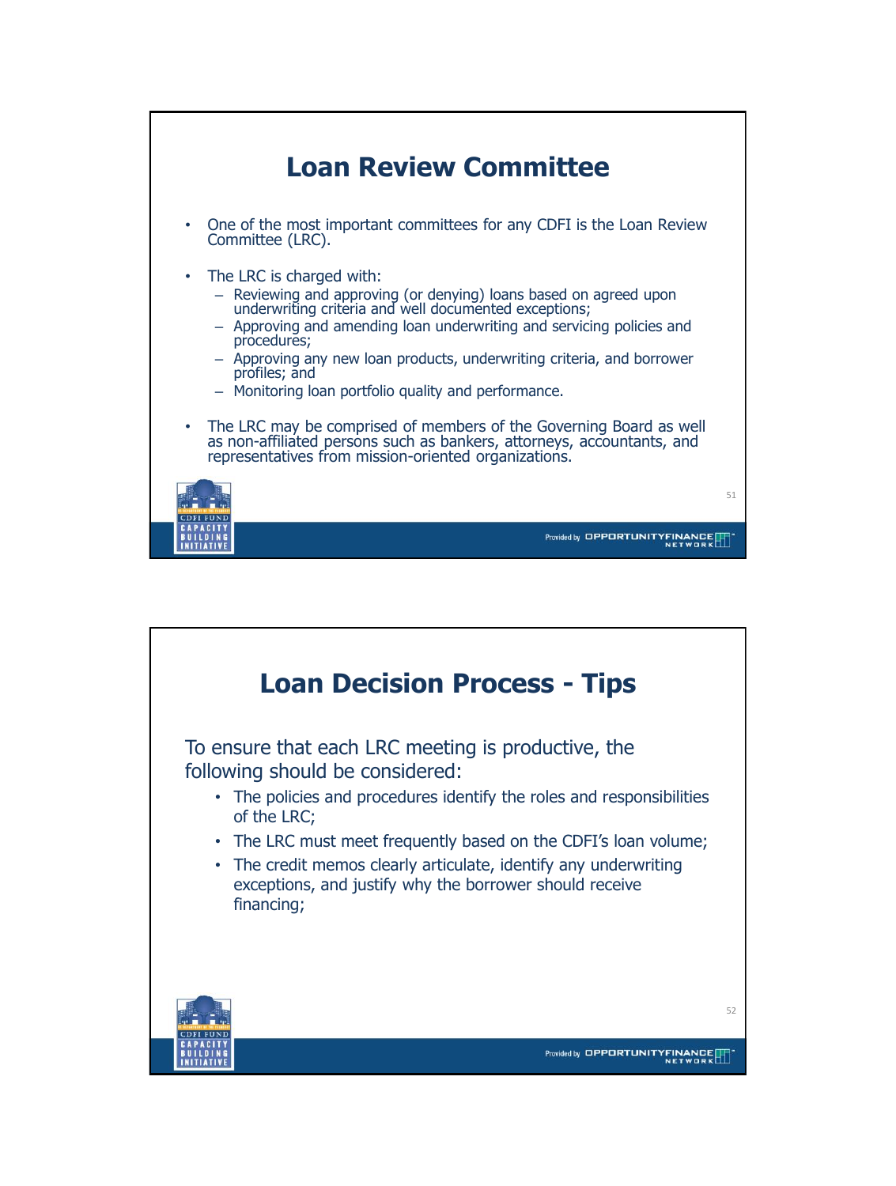## Loan Review Committee

- One of the most important committees for any CDFI is the Loan Review Committee (LRC).
- The LRC is charged with:
  - Reviewing and approving (or denying) loans based on agreed upon underwriting criteria and well documented exceptions;
  - Approving and amending loan underwriting and servicing policies and procedures;
  - Approving any new loan products, underwriting criteria, and borrower profiles; and
  - Monitoring loan portfolio quality and performance.
- The LRC may be comprised of members of the Governing Board as well as non-affiliated persons such as bankers, attorneys, accountants, and representatives from mission-oriented organizations.

## Loan Decision Process - Tips

To ensure that each LRC meeting is productive, the following should be considered:

- The policies and procedures identify the roles and responsibilities of the LRC;
- The LRC must meet frequently based on the CDFI's loan volume;
- The credit memos clearly articulate, identify any underwriting exceptions, and justify why the borrower should receive financing;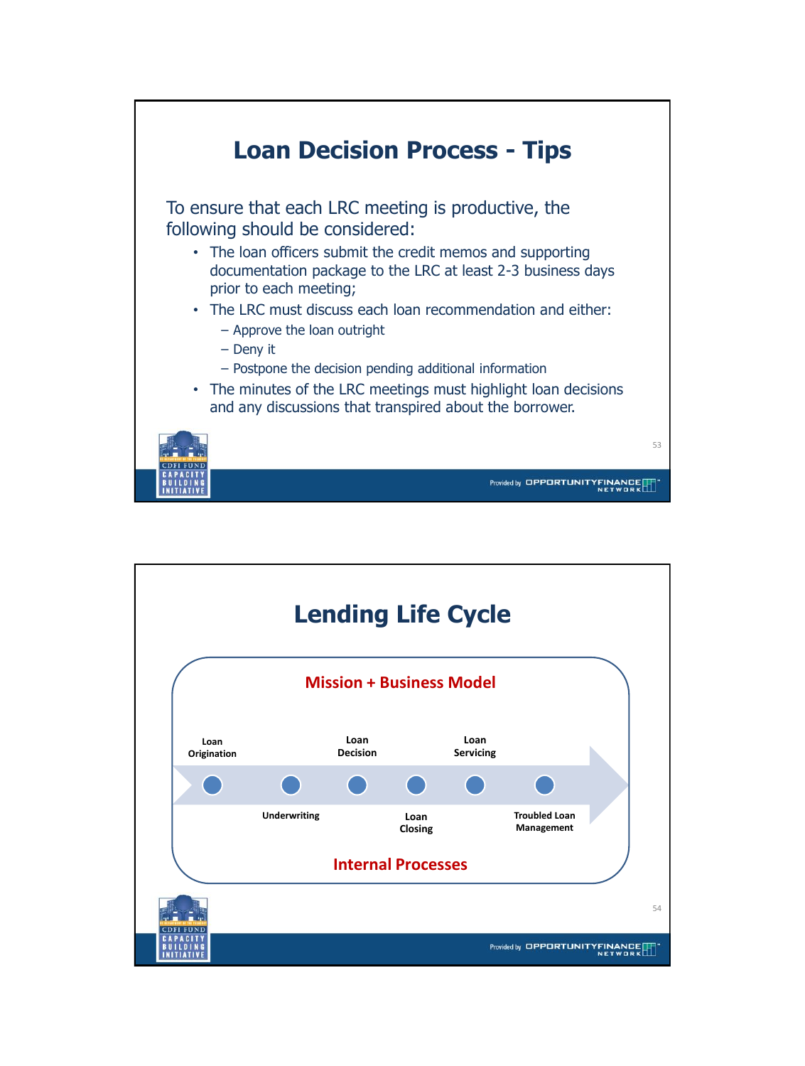# Loan Decision Process - Tips

To ensure that each LRC meeting is productive, the following should be considered:

- The loan officers submit the credit memos and supporting documentation package to the LRC at least 2-3 business days prior to each meeting;
- The LRC must discuss each loan recommendation and either:
  - Approve the loan outright
  - Deny it
  - Postpone the decision pending additional information
- The minutes of the LRC meetings must highlight loan decisions and any discussions that transpired about the borrower.

# Lending Life Cycle

**Mission + Business Model**

Loan Origination → Underwriting → Loan Decision → Loan Closing → Loan Servicing → Troubled Loan Management

**Internal Processes**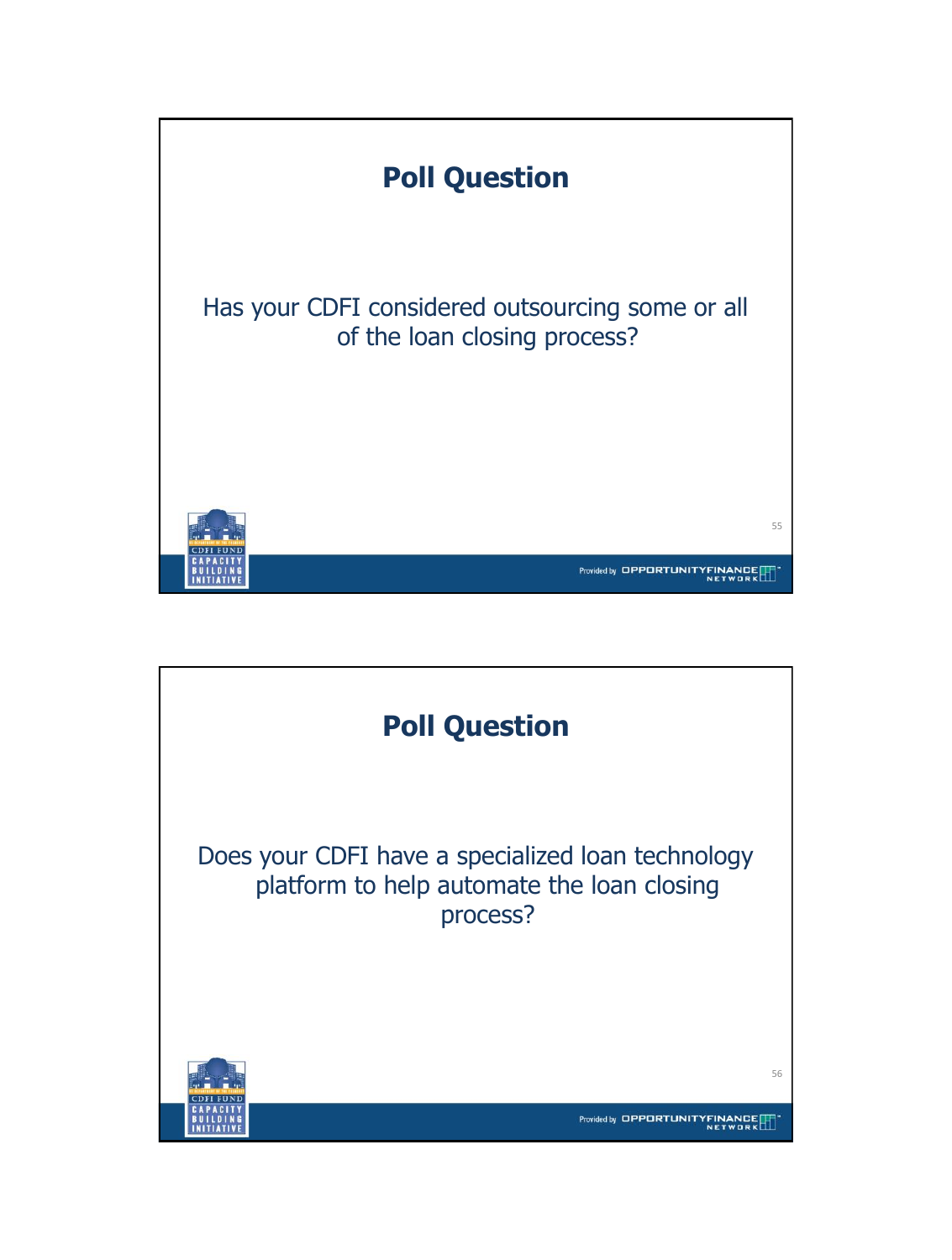## Poll Question

Has your CDFI considered outsourcing some or all of the loan closing process?

## Poll Question

Does your CDFI have a specialized loan technology platform to help automate the loan closing process?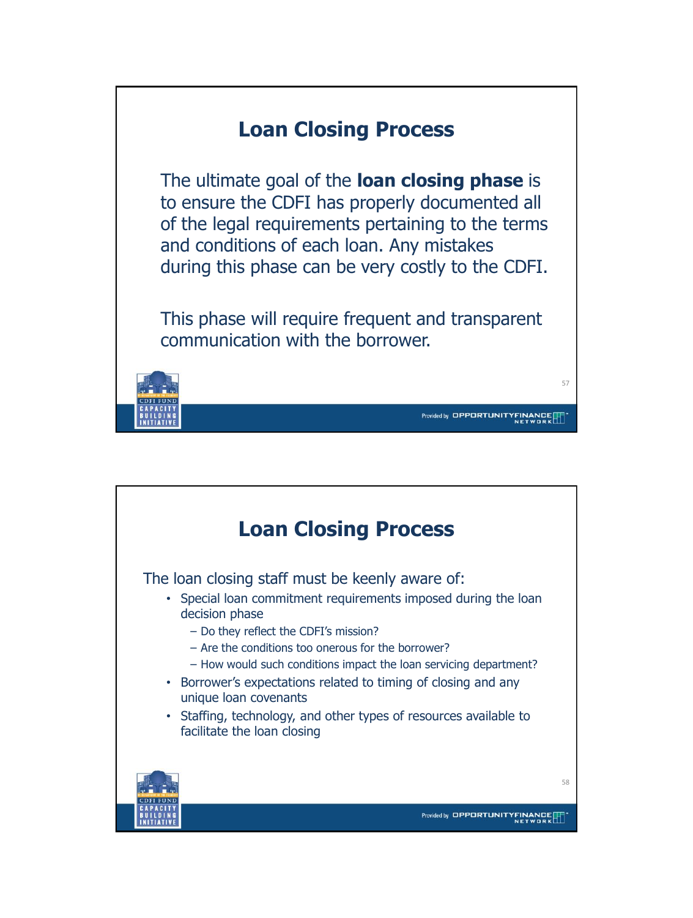## Loan Closing Process

The ultimate goal of the **loan closing phase** is to ensure the CDFI has properly documented all of the legal requirements pertaining to the terms and conditions of each loan. Any mistakes during this phase can be very costly to the CDFI.

This phase will require frequent and transparent communication with the borrower.

## Loan Closing Process

The loan closing staff must be keenly aware of:

- Special loan commitment requirements imposed during the loan decision phase
  - Do they reflect the CDFI's mission?
  - Are the conditions too onerous for the borrower?
  - How would such conditions impact the loan servicing department?
- Borrower's expectations related to timing of closing and any unique loan covenants
- Staffing, technology, and other types of resources available to facilitate the loan closing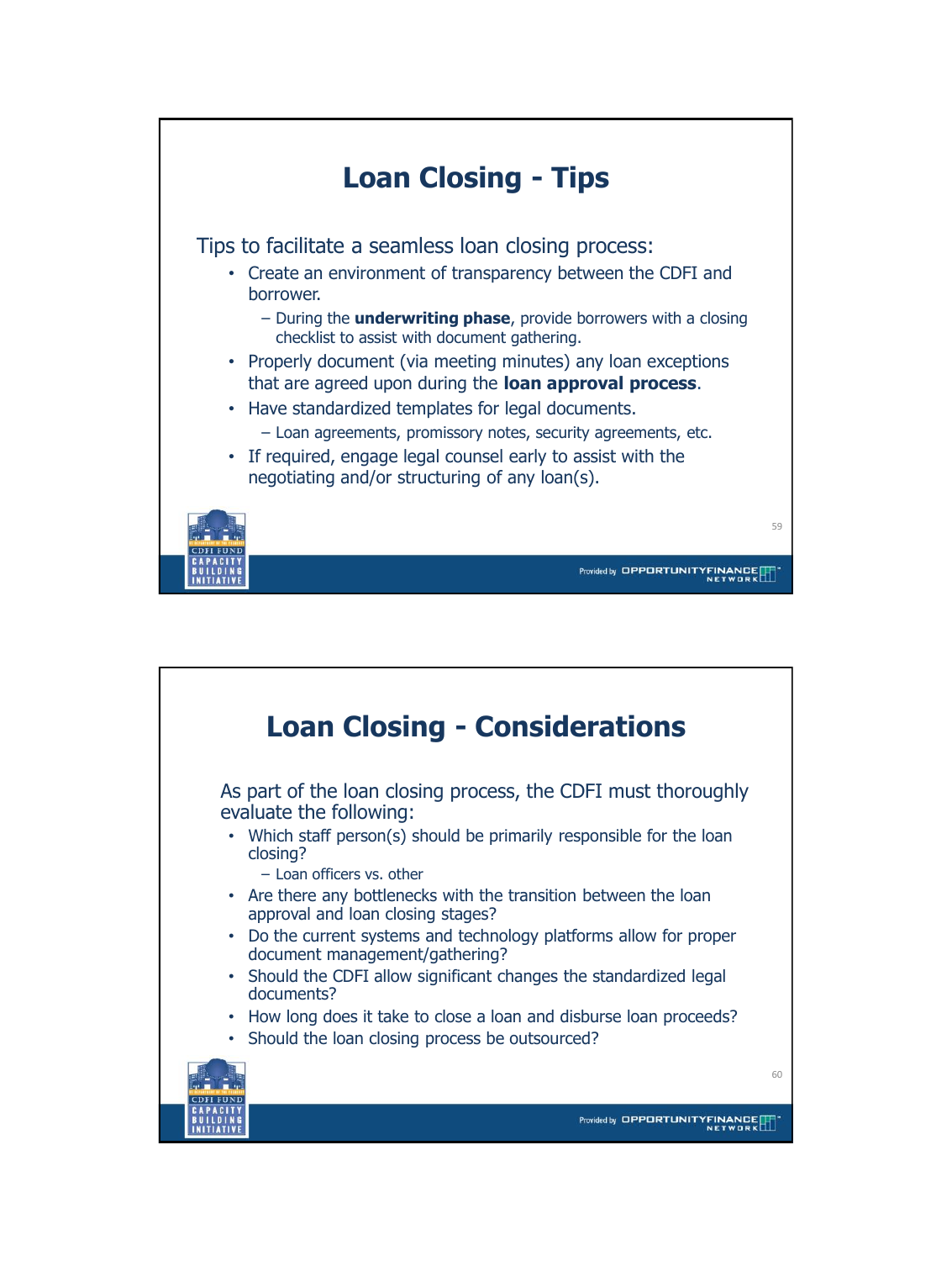# Loan Closing - Tips

Tips to facilitate a seamless loan closing process:

- Create an environment of transparency between the CDFI and borrower.
  - During the **underwriting phase**, provide borrowers with a closing checklist to assist with document gathering.
- Properly document (via meeting minutes) any loan exceptions that are agreed upon during the **loan approval process**.
- Have standardized templates for legal documents.
  - Loan agreements, promissory notes, security agreements, etc.
- If required, engage legal counsel early to assist with the negotiating and/or structuring of any loan(s).

# Loan Closing - Considerations

As part of the loan closing process, the CDFI must thoroughly evaluate the following:

- Which staff person(s) should be primarily responsible for the loan closing?
  - Loan officers vs. other
- Are there any bottlenecks with the transition between the loan approval and loan closing stages?
- Do the current systems and technology platforms allow for proper document management/gathering?
- Should the CDFI allow significant changes the standardized legal documents?
- How long does it take to close a loan and disburse loan proceeds?
- Should the loan closing process be outsourced?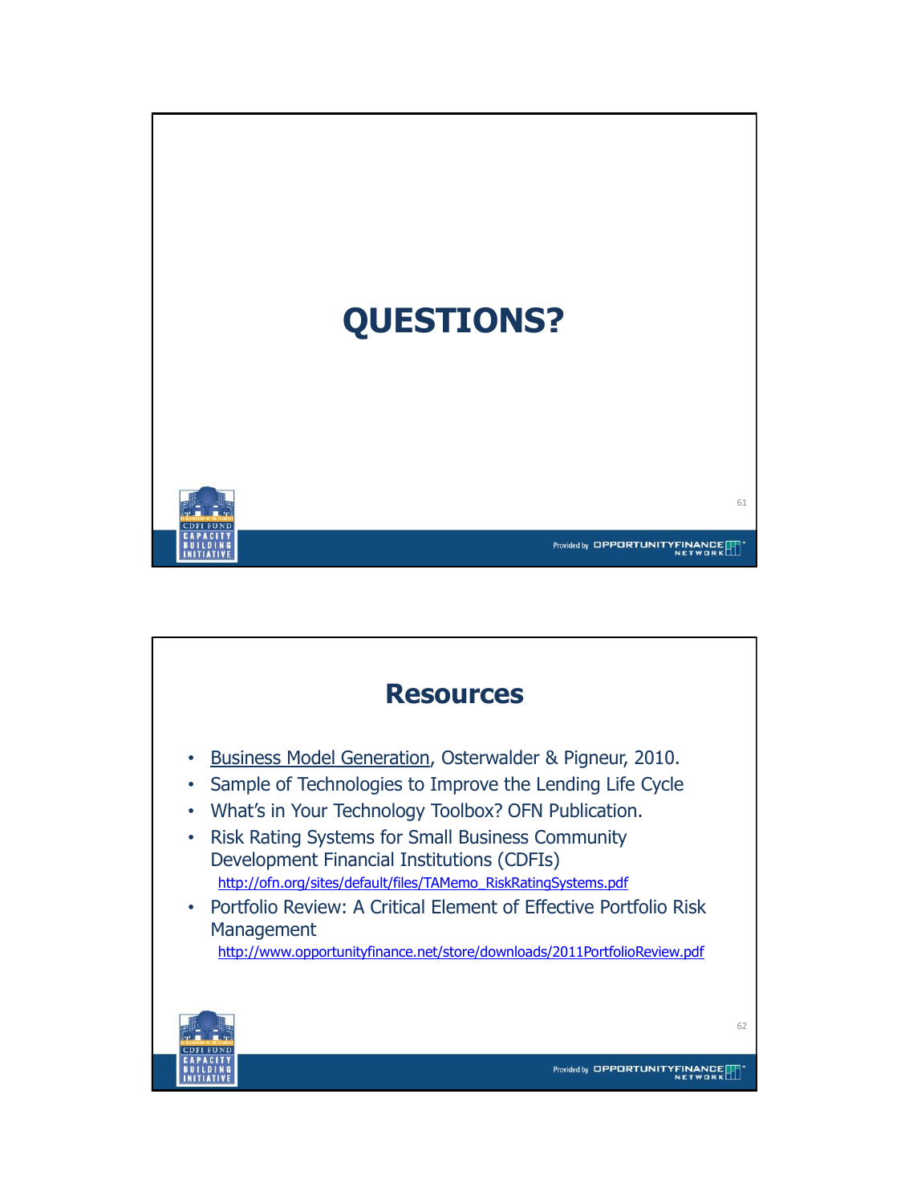# QUESTIONS?

# Resources

- Business Model Generation, Osterwalder & Pigneur, 2010.
- Sample of Technologies to Improve the Lending Life Cycle
- What's in Your Technology Toolbox? OFN Publication.
- Risk Rating Systems for Small Business Community Development Financial Institutions (CDFIs)
  http://ofn.org/sites/default/files/TAMemo_RiskRatingSystems.pdf
- Portfolio Review: A Critical Element of Effective Portfolio Risk Management
  http://www.opportunityfinance.net/store/downloads/2011PortfolioReview.pdf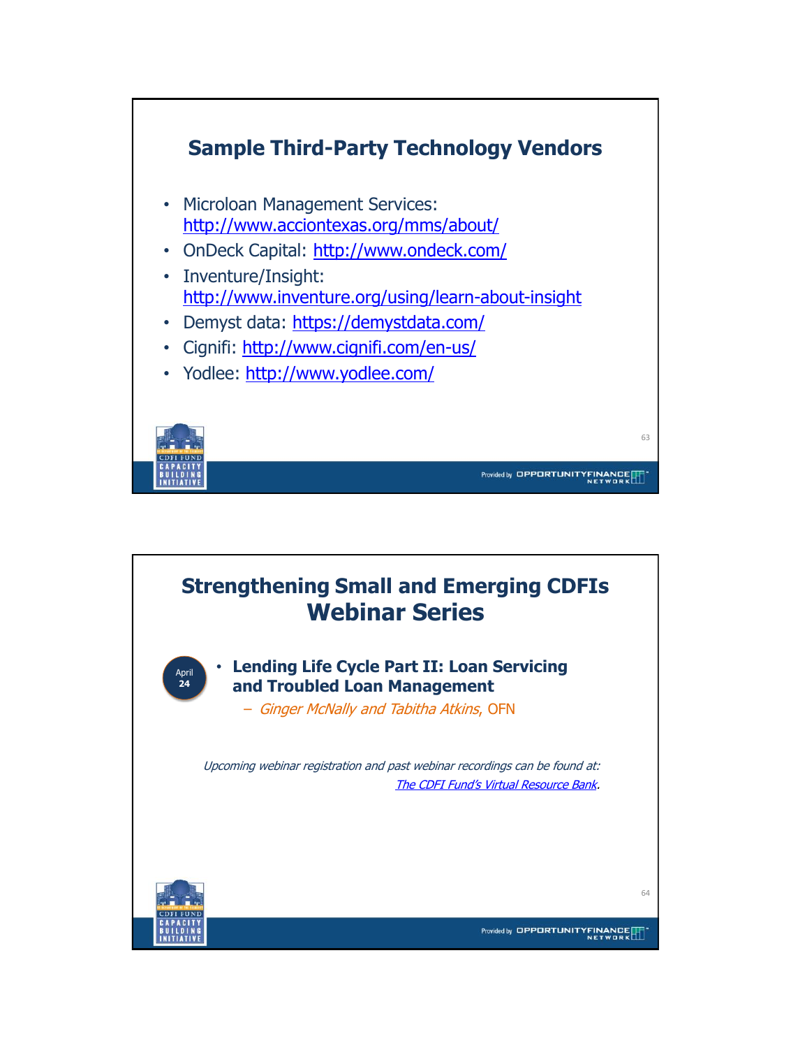## Sample Third-Party Technology Vendors

- Microloan Management Services: http://www.acciontexas.org/mms/about/
- OnDeck Capital: http://www.ondeck.com/
- Inventure/Insight: http://www.inventure.org/using/learn-about-insight
- Demyst data: https://demystdata.com/
- Cignifi: http://www.cignifi.com/en-us/
- Yodlee: http://www.yodlee.com/

## Strengthening Small and Emerging CDFIs Webinar Series

April 24

- **Lending Life Cycle Part II: Loan Servicing and Troubled Loan Management**
  - *Ginger McNally and Tabitha Atkins,* OFN

*Upcoming webinar registration and past webinar recordings can be found at:* *The CDFI Fund's Virtual Resource Bank*.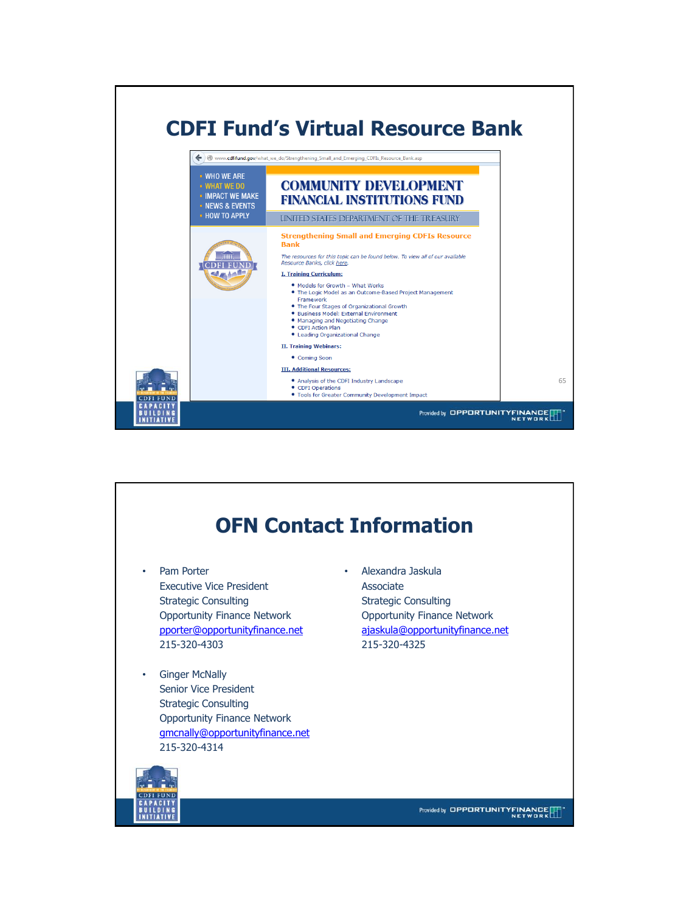# CDFI Fund's Virtual Resource Bank

www.cdfifund.gov/what_we_do/Strengthening_Small_and_Emerging_CDFIs_Resource_Bank.asp

- WHO WE ARE
- WHAT WE DO
- IMPACT WE MAKE
- NEWS & EVENTS
- HOW TO APPLY

COMMUNITY DEVELOPMENT FINANCIAL INSTITUTIONS FUND

UNITED STATES DEPARTMENT OF THE TREASURY

**Strengthening Small and Emerging CDFIs Resource Bank**

*The resources for this topic can be found below. To view all of our available Resource Banks, click here.*

**I. Training Curriculum:**

- Models for Growth – What Works
- The Logic Model as an Outcome-Based Project Management Framework
- The Four Stages of Organizational Growth
- Business Model: External Environment
- Managing and Negotiating Change
- CDFI Action Plan
- Leading Organizational Change

**II. Training Webinars:**

- Coming Soon

**III. Additional Resources:**

- Analysis of the CDFI Industry Landscape
- CDFI Operations
- Tools for Greater Community Development Impact

# OFN Contact Information

- Pam Porter
  Executive Vice President
  Strategic Consulting
  Opportunity Finance Network
  pporter@opportunityfinance.net
  215-320-4303

- Alexandra Jaskula
  Associate
  Strategic Consulting
  Opportunity Finance Network
  ajaskula@opportunityfinance.net
  215-320-4325

- Ginger McNally
  Senior Vice President
  Strategic Consulting
  Opportunity Finance Network
  gmcnally@opportunityfinance.net
  215-320-4314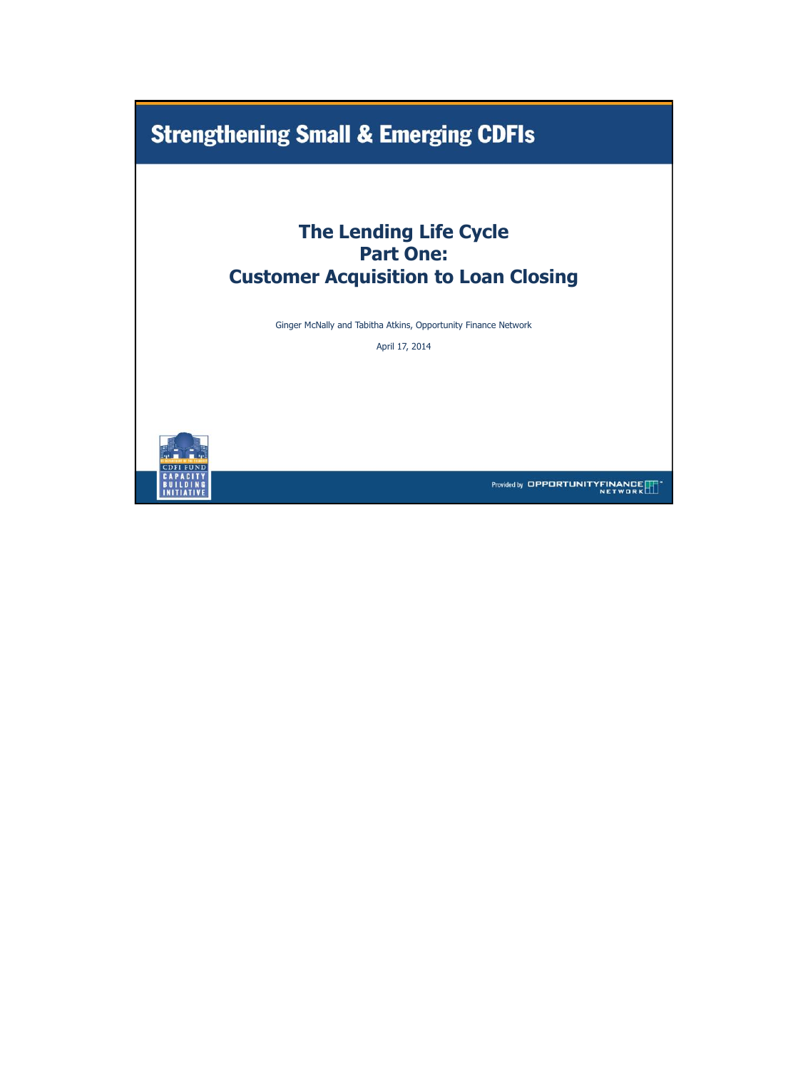# Strengthening Small & Emerging CDFIs

## The Lending Life Cycle
## Part One:
## Customer Acquisition to Loan Closing

Ginger McNally and Tabitha Atkins, Opportunity Finance Network

April 17, 2014

CDFI FUND
CAPACITY BUILDING INITIATIVE

Provided by OPPORTUNITY FINANCE NETWORK